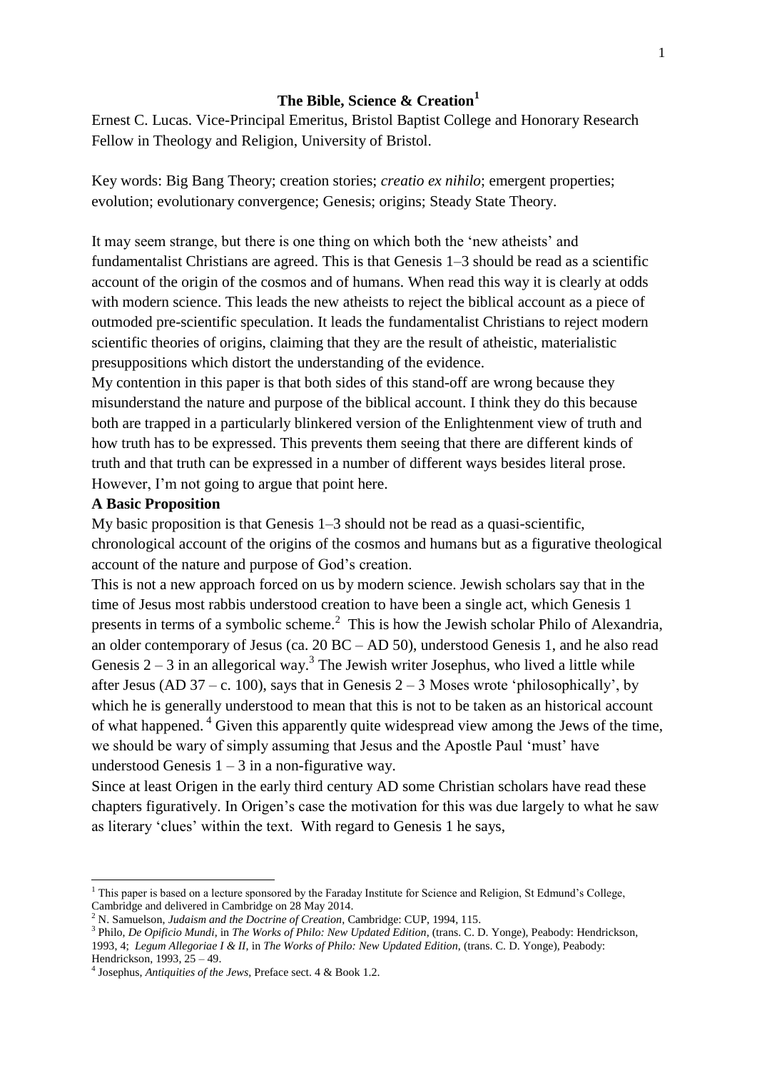# The Bible, Science & Creation[1]

Ernest C. Lucas. Vice-Principal Emeritus, Bristol Baptist College and Honorary Research Fellow in Theology and Religion, University of Bristol.

Key words: Big Bang Theory; creation stories; *creatio ex nihilo*; emergent properties; evolution; evolutionary convergence; Genesis; origins; Steady State Theory.

It may seem strange, but there is one thing on which both the 'new atheists' and fundamentalist Christians are agreed. This is that Genesis 1–3 should be read as a scientific account of the origin of the cosmos and of humans. When read this way it is clearly at odds with modern science. This leads the new atheists to reject the biblical account as a piece of outmoded pre-scientific speculation. It leads the fundamentalist Christians to reject modern scientific theories of origins, claiming that they are the result of atheistic, materialistic presuppositions which distort the understanding of the evidence.

My contention in this paper is that both sides of this stand-off are wrong because they misunderstand the nature and purpose of the biblical account. I think they do this because both are trapped in a particularly blinkered version of the Enlightenment view of truth and how truth has to be expressed. This prevents them seeing that there are different kinds of truth and that truth can be expressed in a number of different ways besides literal prose. However, I'm not going to argue that point here.

**A Basic Proposition**

My basic proposition is that Genesis 1–3 should not be read as a quasi-scientific, chronological account of the origins of the cosmos and humans but as a figurative theological account of the nature and purpose of God's creation.

This is not a new approach forced on us by modern science. Jewish scholars say that in the time of Jesus most rabbis understood creation to have been a single act, which Genesis 1 presents in terms of a symbolic scheme.[2] This is how the Jewish scholar Philo of Alexandria, an older contemporary of Jesus (ca. 20 BC – AD 50), understood Genesis 1, and he also read Genesis 2 – 3 in an allegorical way.[3] The Jewish writer Josephus, who lived a little while after Jesus (AD 37 – c. 100), says that in Genesis 2 – 3 Moses wrote 'philosophically', by which he is generally understood to mean that this is not to be taken as an historical account of what happened.[4] Given this apparently quite widespread view among the Jews of the time, we should be wary of simply assuming that Jesus and the Apostle Paul 'must' have understood Genesis 1 – 3 in a non-figurative way.

Since at least Origen in the early third century AD some Christian scholars have read these chapters figuratively. In Origen's case the motivation for this was due largely to what he saw as literary 'clues' within the text. With regard to Genesis 1 he says,

---

[1] This paper is based on a lecture sponsored by the Faraday Institute for Science and Religion, St Edmund's College, Cambridge and delivered in Cambridge on 28 May 2014.

[2] N. Samuelson, *Judaism and the Doctrine of Creation*, Cambridge: CUP, 1994, 115.

[3] Philo, *De Opificio Mundi*, in *The Works of Philo: New Updated Edition*, (trans. C. D. Yonge), Peabody: Hendrickson, 1993, 4; *Legum Allegoriae I & II*, in *The Works of Philo: New Updated Edition*, (trans. C. D. Yonge), Peabody: Hendrickson, 1993, 25 – 49.

[4] Josephus, *Antiquities of the Jews*, Preface sect. 4 & Book 1.2.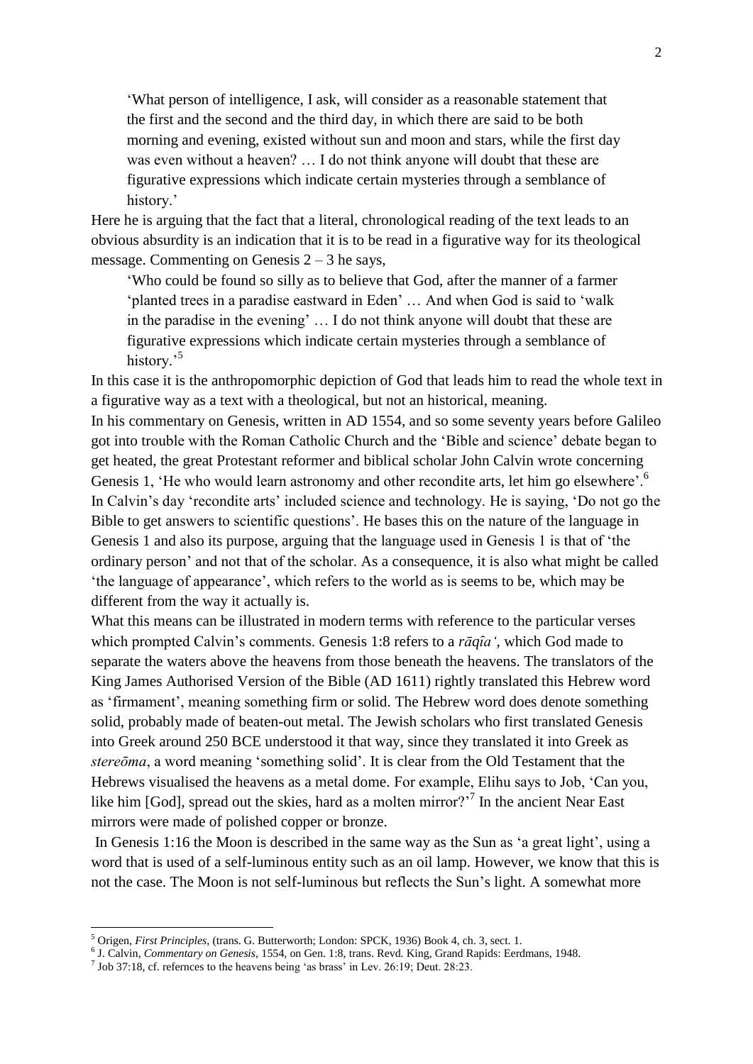> 'What person of intelligence, I ask, will consider as a reasonable statement that the first and the second and the third day, in which there are said to be both morning and evening, existed without sun and moon and stars, while the first day was even without a heaven? … I do not think anyone will doubt that these are figurative expressions which indicate certain mysteries through a semblance of history.'

Here he is arguing that the fact that a literal, chronological reading of the text leads to an obvious absurdity is an indication that it is to be read in a figurative way for its theological message. Commenting on Genesis 2 – 3 he says,

> 'Who could be found so silly as to believe that God, after the manner of a farmer 'planted trees in a paradise eastward in Eden' … And when God is said to 'walk in the paradise in the evening' … I do not think anyone will doubt that these are figurative expressions which indicate certain mysteries through a semblance of history.'[5]

In this case it is the anthropomorphic depiction of God that leads him to read the whole text in a figurative way as a text with a theological, but not an historical, meaning.

In his commentary on Genesis, written in AD 1554, and so some seventy years before Galileo got into trouble with the Roman Catholic Church and the 'Bible and science' debate began to get heated, the great Protestant reformer and biblical scholar John Calvin wrote concerning Genesis 1, 'He who would learn astronomy and other recondite arts, let him go elsewhere'.[6] In Calvin's day 'recondite arts' included science and technology. He is saying, 'Do not go the Bible to get answers to scientific questions'. He bases this on the nature of the language in Genesis 1 and also its purpose, arguing that the language used in Genesis 1 is that of 'the ordinary person' and not that of the scholar. As a consequence, it is also what might be called 'the language of appearance', which refers to the world as is seems to be, which may be different from the way it actually is.

What this means can be illustrated in modern terms with reference to the particular verses which prompted Calvin's comments. Genesis 1:8 refers to a *rāqîa'*, which God made to separate the waters above the heavens from those beneath the heavens. The translators of the King James Authorised Version of the Bible (AD 1611) rightly translated this Hebrew word as 'firmament', meaning something firm or solid. The Hebrew word does denote something solid, probably made of beaten-out metal. The Jewish scholars who first translated Genesis into Greek around 250 BCE understood it that way, since they translated it into Greek as *stereōma*, a word meaning 'something solid'. It is clear from the Old Testament that the Hebrews visualised the heavens as a metal dome. For example, Elihu says to Job, 'Can you, like him [God], spread out the skies, hard as a molten mirror?'[7] In the ancient Near East mirrors were made of polished copper or bronze.

In Genesis 1:16 the Moon is described in the same way as the Sun as 'a great light', using a word that is used of a self-luminous entity such as an oil lamp. However, we know that this is not the case. The Moon is not self-luminous but reflects the Sun's light. A somewhat more

---

[5] Origen, *First Principles*, (trans. G. Butterworth; London: SPCK, 1936) Book 4, ch. 3, sect. 1.

[6] J. Calvin, *Commentary on Genesis*, 1554, on Gen. 1:8, trans. Revd. King, Grand Rapids: Eerdmans, 1948.

[7] Job 37:18, cf. refernces to the heavens being 'as brass' in Lev. 26:19; Deut. 28:23.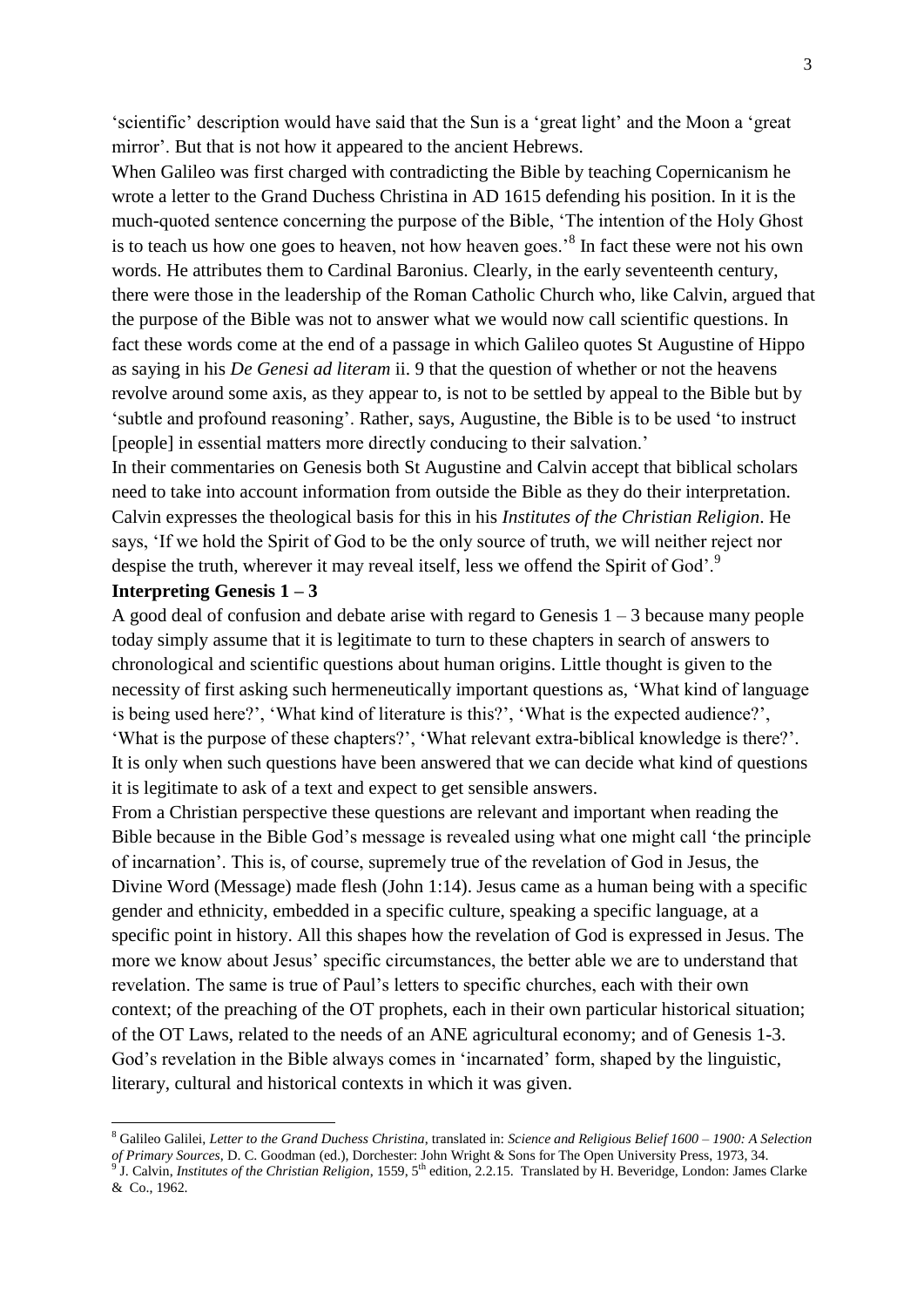'scientific' description would have said that the Sun is a 'great light' and the Moon a 'great mirror'. But that is not how it appeared to the ancient Hebrews.

When Galileo was first charged with contradicting the Bible by teaching Copernicanism he wrote a letter to the Grand Duchess Christina in AD 1615 defending his position. In it is the much-quoted sentence concerning the purpose of the Bible, 'The intention of the Holy Ghost is to teach us how one goes to heaven, not how heaven goes.'[8] In fact these were not his own words. He attributes them to Cardinal Baronius. Clearly, in the early seventeenth century, there were those in the leadership of the Roman Catholic Church who, like Calvin, argued that the purpose of the Bible was not to answer what we would now call scientific questions. In fact these words come at the end of a passage in which Galileo quotes St Augustine of Hippo as saying in his *De Genesi ad literam* ii. 9 that the question of whether or not the heavens revolve around some axis, as they appear to, is not to be settled by appeal to the Bible but by 'subtle and profound reasoning'. Rather, says, Augustine, the Bible is to be used 'to instruct [people] in essential matters more directly conducing to their salvation.'

In their commentaries on Genesis both St Augustine and Calvin accept that biblical scholars need to take into account information from outside the Bible as they do their interpretation. Calvin expresses the theological basis for this in his *Institutes of the Christian Religion*. He says, 'If we hold the Spirit of God to be the only source of truth, we will neither reject nor despise the truth, wherever it may reveal itself, less we offend the Spirit of God'.[9]

**Interpreting Genesis 1 – 3**

A good deal of confusion and debate arise with regard to Genesis 1 – 3 because many people today simply assume that it is legitimate to turn to these chapters in search of answers to chronological and scientific questions about human origins. Little thought is given to the necessity of first asking such hermeneutically important questions as, 'What kind of language is being used here?', 'What kind of literature is this?', 'What is the expected audience?', 'What is the purpose of these chapters?', 'What relevant extra-biblical knowledge is there?'. It is only when such questions have been answered that we can decide what kind of questions it is legitimate to ask of a text and expect to get sensible answers.

From a Christian perspective these questions are relevant and important when reading the Bible because in the Bible God's message is revealed using what one might call 'the principle of incarnation'. This is, of course, supremely true of the revelation of God in Jesus, the Divine Word (Message) made flesh (John 1:14). Jesus came as a human being with a specific gender and ethnicity, embedded in a specific culture, speaking a specific language, at a specific point in history. All this shapes how the revelation of God is expressed in Jesus. The more we know about Jesus' specific circumstances, the better able we are to understand that revelation. The same is true of Paul's letters to specific churches, each with their own context; of the preaching of the OT prophets, each in their own particular historical situation; of the OT Laws, related to the needs of an ANE agricultural economy; and of Genesis 1-3. God's revelation in the Bible always comes in 'incarnated' form, shaped by the linguistic, literary, cultural and historical contexts in which it was given.

---

[8] Galileo Galilei, *Letter to the Grand Duchess Christina*, translated in: *Science and Religious Belief 1600 – 1900: A Selection of Primary Sources*, D. C. Goodman (ed.), Dorchester: John Wright & Sons for The Open University Press, 1973, 34.

[9] J. Calvin, *Institutes of the Christian Religion*, 1559, 5th edition, 2.2.15. Translated by H. Beveridge, London: James Clarke & Co., 1962.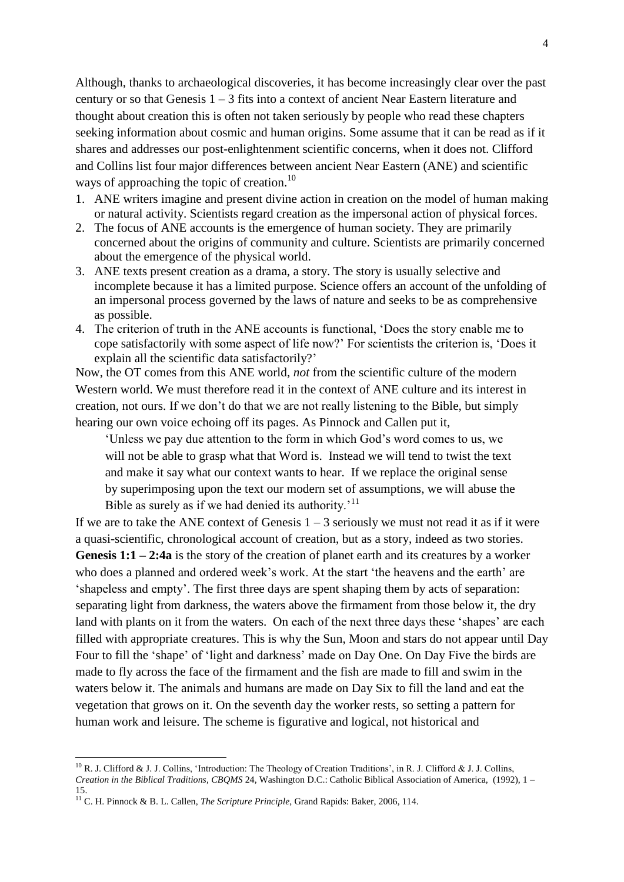Although, thanks to archaeological discoveries, it has become increasingly clear over the past century or so that Genesis 1 – 3 fits into a context of ancient Near Eastern literature and thought about creation this is often not taken seriously by people who read these chapters seeking information about cosmic and human origins. Some assume that it can be read as if it shares and addresses our post-enlightenment scientific concerns, when it does not. Clifford and Collins list four major differences between ancient Near Eastern (ANE) and scientific ways of approaching the topic of creation.[10]

1. ANE writers imagine and present divine action in creation on the model of human making or natural activity. Scientists regard creation as the impersonal action of physical forces.
2. The focus of ANE accounts is the emergence of human society. They are primarily concerned about the origins of community and culture. Scientists are primarily concerned about the emergence of the physical world.
3. ANE texts present creation as a drama, a story. The story is usually selective and incomplete because it has a limited purpose. Science offers an account of the unfolding of an impersonal process governed by the laws of nature and seeks to be as comprehensive as possible.
4. The criterion of truth in the ANE accounts is functional, 'Does the story enable me to cope satisfactorily with some aspect of life now?' For scientists the criterion is, 'Does it explain all the scientific data satisfactorily?'

Now, the OT comes from this ANE world, *not* from the scientific culture of the modern Western world. We must therefore read it in the context of ANE culture and its interest in creation, not ours. If we don't do that we are not really listening to the Bible, but simply hearing our own voice echoing off its pages. As Pinnock and Callen put it,

> 'Unless we pay due attention to the form in which God's word comes to us, we will not be able to grasp what that Word is. Instead we will tend to twist the text and make it say what our context wants to hear. If we replace the original sense by superimposing upon the text our modern set of assumptions, we will abuse the Bible as surely as if we had denied its authority.'[11]

If we are to take the ANE context of Genesis 1 – 3 seriously we must not read it as if it were a quasi-scientific, chronological account of creation, but as a story, indeed as two stories. **Genesis 1:1 – 2:4a** is the story of the creation of planet earth and its creatures by a worker who does a planned and ordered week's work. At the start 'the heavens and the earth' are 'shapeless and empty'. The first three days are spent shaping them by acts of separation: separating light from darkness, the waters above the firmament from those below it, the dry land with plants on it from the waters. On each of the next three days these 'shapes' are each filled with appropriate creatures. This is why the Sun, Moon and stars do not appear until Day Four to fill the 'shape' of 'light and darkness' made on Day One. On Day Five the birds are made to fly across the face of the firmament and the fish are made to fill and swim in the waters below it. The animals and humans are made on Day Six to fill the land and eat the vegetation that grows on it. On the seventh day the worker rests, so setting a pattern for human work and leisure. The scheme is figurative and logical, not historical and

---

[10] R. J. Clifford & J. J. Collins, 'Introduction: The Theology of Creation Traditions', in R. J. Clifford & J. J. Collins, *Creation in the Biblical Traditions*, *CBQMS* 24, Washington D.C.: Catholic Biblical Association of America, (1992), 1 – 15.

[11] C. H. Pinnock & B. L. Callen, *The Scripture Principle*, Grand Rapids: Baker, 2006, 114.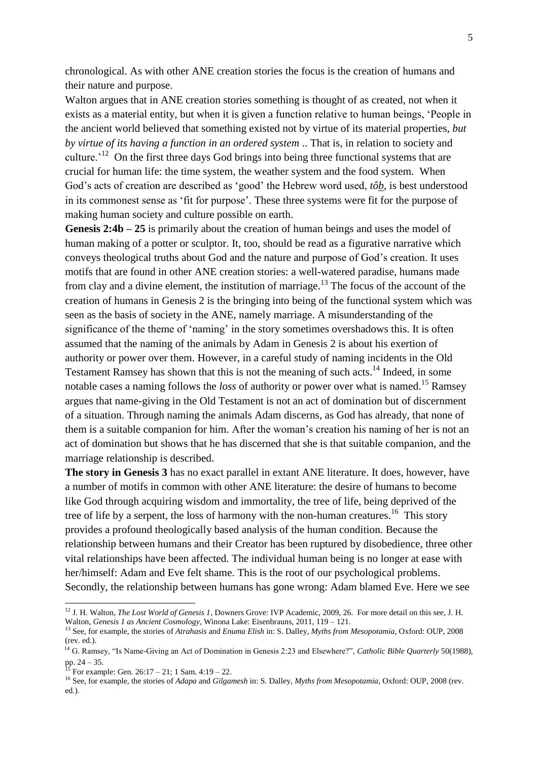chronological. As with other ANE creation stories the focus is the creation of humans and their nature and purpose.

Walton argues that in ANE creation stories something is thought of as created, not when it exists as a material entity, but when it is given a function relative to human beings, 'People in the ancient world believed that something existed not by virtue of its material properties, *but by virtue of its having a function in an ordered system* .. That is, in relation to society and culture.'[12] On the first three days God brings into being three functional systems that are crucial for human life: the time system, the weather system and the food system. When God's acts of creation are described as 'good' the Hebrew word used, *tôb*, is best understood in its commonest sense as 'fit for purpose'. These three systems were fit for the purpose of making human society and culture possible on earth.

**Genesis 2:4b – 25** is primarily about the creation of human beings and uses the model of human making of a potter or sculptor. It, too, should be read as a figurative narrative which conveys theological truths about God and the nature and purpose of God's creation. It uses motifs that are found in other ANE creation stories: a well-watered paradise, humans made from clay and a divine element, the institution of marriage.[13] The focus of the account of the creation of humans in Genesis 2 is the bringing into being of the functional system which was seen as the basis of society in the ANE, namely marriage. A misunderstanding of the significance of the theme of 'naming' in the story sometimes overshadows this. It is often assumed that the naming of the animals by Adam in Genesis 2 is about his exertion of authority or power over them. However, in a careful study of naming incidents in the Old Testament Ramsey has shown that this is not the meaning of such acts.[14] Indeed, in some notable cases a naming follows the *loss* of authority or power over what is named.[15] Ramsey argues that name-giving in the Old Testament is not an act of domination but of discernment of a situation. Through naming the animals Adam discerns, as God has already, that none of them is a suitable companion for him. After the woman's creation his naming of her is not an act of domination but shows that he has discerned that she is that suitable companion, and the marriage relationship is described.

**The story in Genesis 3** has no exact parallel in extant ANE literature. It does, however, have a number of motifs in common with other ANE literature: the desire of humans to become like God through acquiring wisdom and immortality, the tree of life, being deprived of the tree of life by a serpent, the loss of harmony with the non-human creatures.[16] This story provides a profound theologically based analysis of the human condition. Because the relationship between humans and their Creator has been ruptured by disobedience, three other vital relationships have been affected. The individual human being is no longer at ease with her/himself: Adam and Eve felt shame. This is the root of our psychological problems. Secondly, the relationship between humans has gone wrong: Adam blamed Eve. Here we see

---

[12] J. H. Walton, *The Lost World of Genesis 1*, Downers Grove: IVP Academic, 2009, 26. For more detail on this see, J. H. Walton, *Genesis 1 as Ancient Cosmology*, Winona Lake: Eisenbrauns, 2011, 119 – 121.

[13] See, for example, the stories of *Atrahasis* and *Enuma Elish* in: S. Dalley, *Myths from Mesopotamia*, Oxford: OUP, 2008 (rev. ed.).

[14] G. Ramsey, "Is Name-Giving an Act of Domination in Genesis 2:23 and Elsewhere?", *Catholic Bible Quarterly* 50(1988), pp. 24 – 35.

[15] For example: Gen. 26:17 – 21; 1 Sam. 4:19 – 22.

[16] See, for example, the stories of *Adapa* and *Gilgamesh* in: S. Dalley, *Myths from Mesopotamia*, Oxford: OUP, 2008 (rev. ed.).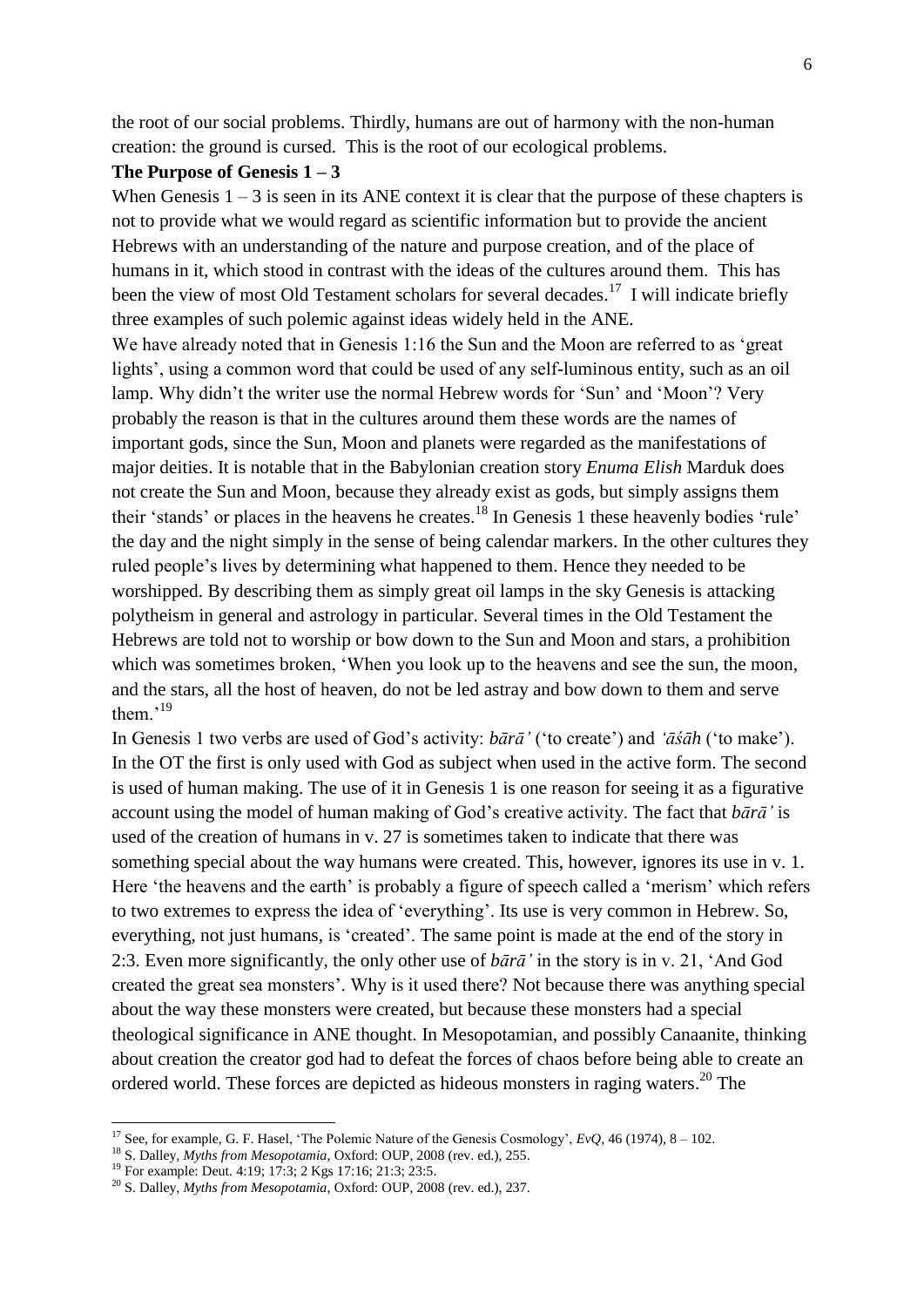the root of our social problems. Thirdly, humans are out of harmony with the non-human creation: the ground is cursed. This is the root of our ecological problems.

**The Purpose of Genesis 1 – 3**

When Genesis 1 – 3 is seen in its ANE context it is clear that the purpose of these chapters is not to provide what we would regard as scientific information but to provide the ancient Hebrews with an understanding of the nature and purpose creation, and of the place of humans in it, which stood in contrast with the ideas of the cultures around them. This has been the view of most Old Testament scholars for several decades.[17] I will indicate briefly three examples of such polemic against ideas widely held in the ANE.

We have already noted that in Genesis 1:16 the Sun and the Moon are referred to as 'great lights', using a common word that could be used of any self-luminous entity, such as an oil lamp. Why didn't the writer use the normal Hebrew words for 'Sun' and 'Moon'? Very probably the reason is that in the cultures around them these words are the names of important gods, since the Sun, Moon and planets were regarded as the manifestations of major deities. It is notable that in the Babylonian creation story *Enuma Elish* Marduk does not create the Sun and Moon, because they already exist as gods, but simply assigns them their 'stands' or places in the heavens he creates.[18] In Genesis 1 these heavenly bodies 'rule' the day and the night simply in the sense of being calendar markers. In the other cultures they ruled people's lives by determining what happened to them. Hence they needed to be worshipped. By describing them as simply great oil lamps in the sky Genesis is attacking polytheism in general and astrology in particular. Several times in the Old Testament the Hebrews are told not to worship or bow down to the Sun and Moon and stars, a prohibition which was sometimes broken, 'When you look up to the heavens and see the sun, the moon, and the stars, all the host of heaven, do not be led astray and bow down to them and serve them.'[19]

In Genesis 1 two verbs are used of God's activity: *bārā'* ('to create') and *'āśāh* ('to make'). In the OT the first is only used with God as subject when used in the active form. The second is used of human making. The use of it in Genesis 1 is one reason for seeing it as a figurative account using the model of human making of God's creative activity. The fact that *bārā'* is used of the creation of humans in v. 27 is sometimes taken to indicate that there was something special about the way humans were created. This, however, ignores its use in v. 1. Here 'the heavens and the earth' is probably a figure of speech called a 'merism' which refers to two extremes to express the idea of 'everything'. Its use is very common in Hebrew. So, everything, not just humans, is 'created'. The same point is made at the end of the story in 2:3. Even more significantly, the only other use of *bārā'* in the story is in v. 21, 'And God created the great sea monsters'. Why is it used there? Not because there was anything special about the way these monsters were created, but because these monsters had a special theological significance in ANE thought. In Mesopotamian, and possibly Canaanite, thinking about creation the creator god had to defeat the forces of chaos before being able to create an ordered world. These forces are depicted as hideous monsters in raging waters.[20] The

---

[17] See, for example, G. F. Hasel, 'The Polemic Nature of the Genesis Cosmology', *EvQ*, 46 (1974), 8 – 102.

[18] S. Dalley, *Myths from Mesopotamia*, Oxford: OUP, 2008 (rev. ed.), 255.

[19] For example: Deut. 4:19; 17:3; 2 Kgs 17:16; 21:3; 23:5.

[20] S. Dalley, *Myths from Mesopotamia*, Oxford: OUP, 2008 (rev. ed.), 237.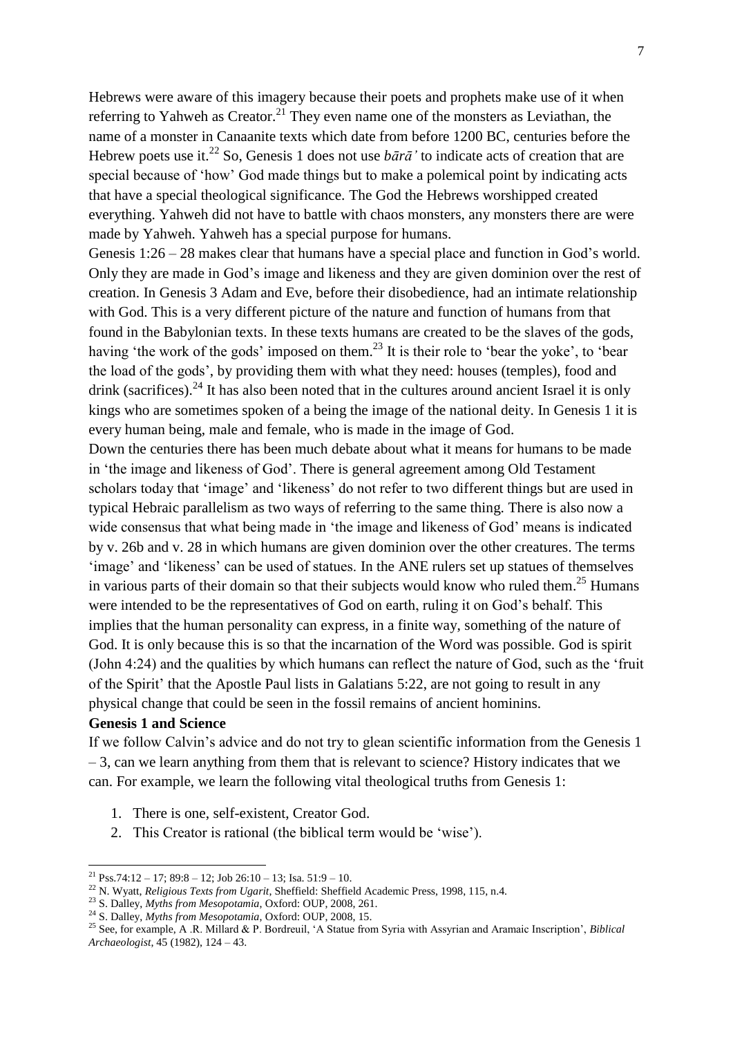Hebrews were aware of this imagery because their poets and prophets make use of it when referring to Yahweh as Creator.[21] They even name one of the monsters as Leviathan, the name of a monster in Canaanite texts which date from before 1200 BC, centuries before the Hebrew poets use it.[22] So, Genesis 1 does not use *bārā'* to indicate acts of creation that are special because of 'how' God made things but to make a polemical point by indicating acts that have a special theological significance. The God the Hebrews worshipped created everything. Yahweh did not have to battle with chaos monsters, any monsters there are were made by Yahweh. Yahweh has a special purpose for humans.

Genesis 1:26 – 28 makes clear that humans have a special place and function in God's world. Only they are made in God's image and likeness and they are given dominion over the rest of creation. In Genesis 3 Adam and Eve, before their disobedience, had an intimate relationship with God. This is a very different picture of the nature and function of humans from that found in the Babylonian texts. In these texts humans are created to be the slaves of the gods, having 'the work of the gods' imposed on them.[23] It is their role to 'bear the yoke', to 'bear the load of the gods', by providing them with what they need: houses (temples), food and drink (sacrifices).[24] It has also been noted that in the cultures around ancient Israel it is only kings who are sometimes spoken of a being the image of the national deity. In Genesis 1 it is every human being, male and female, who is made in the image of God.

Down the centuries there has been much debate about what it means for humans to be made in 'the image and likeness of God'. There is general agreement among Old Testament scholars today that 'image' and 'likeness' do not refer to two different things but are used in typical Hebraic parallelism as two ways of referring to the same thing. There is also now a wide consensus that what being made in 'the image and likeness of God' means is indicated by v. 26b and v. 28 in which humans are given dominion over the other creatures. The terms 'image' and 'likeness' can be used of statues. In the ANE rulers set up statues of themselves in various parts of their domain so that their subjects would know who ruled them.[25] Humans were intended to be the representatives of God on earth, ruling it on God's behalf. This implies that the human personality can express, in a finite way, something of the nature of God. It is only because this is so that the incarnation of the Word was possible. God is spirit (John 4:24) and the qualities by which humans can reflect the nature of God, such as the 'fruit of the Spirit' that the Apostle Paul lists in Galatians 5:22, are not going to result in any physical change that could be seen in the fossil remains of ancient hominins.

**Genesis 1 and Science**

If we follow Calvin's advice and do not try to glean scientific information from the Genesis 1 – 3, can we learn anything from them that is relevant to science? History indicates that we can. For example, we learn the following vital theological truths from Genesis 1:

1. There is one, self-existent, Creator God.
2. This Creator is rational (the biblical term would be 'wise').

---

[21] Pss.74:12 – 17; 89:8 – 12; Job 26:10 – 13; Isa. 51:9 – 10.

[22] N. Wyatt, *Religious Texts from Ugarit*, Sheffield: Sheffield Academic Press, 1998, 115, n.4.

[23] S. Dalley, *Myths from Mesopotamia*, Oxford: OUP, 2008, 261.

[24] S. Dalley, *Myths from Mesopotamia*, Oxford: OUP, 2008, 15.

[25] See, for example, A .R. Millard & P. Bordreuil, 'A Statue from Syria with Assyrian and Aramaic Inscription', *Biblical Archaeologist*, 45 (1982), 124 – 43.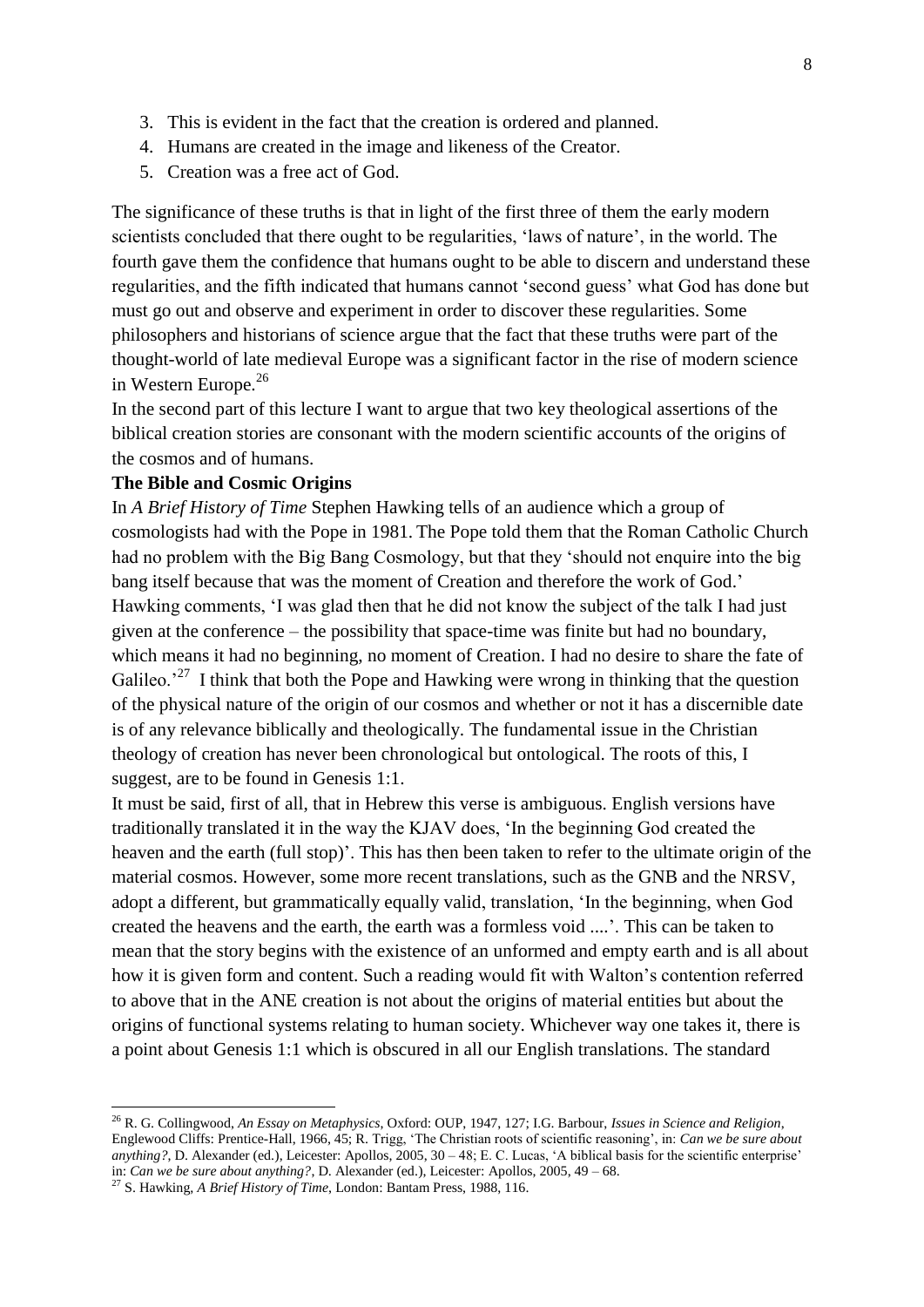3. This is evident in the fact that the creation is ordered and planned.
4. Humans are created in the image and likeness of the Creator.
5. Creation was a free act of God.

The significance of these truths is that in light of the first three of them the early modern scientists concluded that there ought to be regularities, 'laws of nature', in the world. The fourth gave them the confidence that humans ought to be able to discern and understand these regularities, and the fifth indicated that humans cannot 'second guess' what God has done but must go out and observe and experiment in order to discover these regularities. Some philosophers and historians of science argue that the fact that these truths were part of the thought-world of late medieval Europe was a significant factor in the rise of modern science in Western Europe.[26]

In the second part of this lecture I want to argue that two key theological assertions of the biblical creation stories are consonant with the modern scientific accounts of the origins of the cosmos and of humans.

**The Bible and Cosmic Origins**

In *A Brief History of Time* Stephen Hawking tells of an audience which a group of cosmologists had with the Pope in 1981. The Pope told them that the Roman Catholic Church had no problem with the Big Bang Cosmology, but that they 'should not enquire into the big bang itself because that was the moment of Creation and therefore the work of God.' Hawking comments, 'I was glad then that he did not know the subject of the talk I had just given at the conference – the possibility that space-time was finite but had no boundary, which means it had no beginning, no moment of Creation. I had no desire to share the fate of Galileo.'[27] I think that both the Pope and Hawking were wrong in thinking that the question of the physical nature of the origin of our cosmos and whether or not it has a discernible date is of any relevance biblically and theologically. The fundamental issue in the Christian theology of creation has never been chronological but ontological. The roots of this, I suggest, are to be found in Genesis 1:1.

It must be said, first of all, that in Hebrew this verse is ambiguous. English versions have traditionally translated it in the way the KJAV does, 'In the beginning God created the heaven and the earth (full stop)'. This has then been taken to refer to the ultimate origin of the material cosmos. However, some more recent translations, such as the GNB and the NRSV, adopt a different, but grammatically equally valid, translation, 'In the beginning, when God created the heavens and the earth, the earth was a formless void ....'. This can be taken to mean that the story begins with the existence of an unformed and empty earth and is all about how it is given form and content. Such a reading would fit with Walton's contention referred to above that in the ANE creation is not about the origins of material entities but about the origins of functional systems relating to human society. Whichever way one takes it, there is a point about Genesis 1:1 which is obscured in all our English translations. The standard

---

[26] R. G. Collingwood, *An Essay on Metaphysics*, Oxford: OUP, 1947, 127; I.G. Barbour, *Issues in Science and Religion*, Englewood Cliffs: Prentice-Hall, 1966, 45; R. Trigg, 'The Christian roots of scientific reasoning', in: *Can we be sure about anything?*, D. Alexander (ed.), Leicester: Apollos, 2005, 30 – 48; E. C. Lucas, 'A biblical basis for the scientific enterprise' in: *Can we be sure about anything?*, D. Alexander (ed.), Leicester: Apollos, 2005, 49 – 68.

[27] S. Hawking, *A Brief History of Time*, London: Bantam Press, 1988, 116.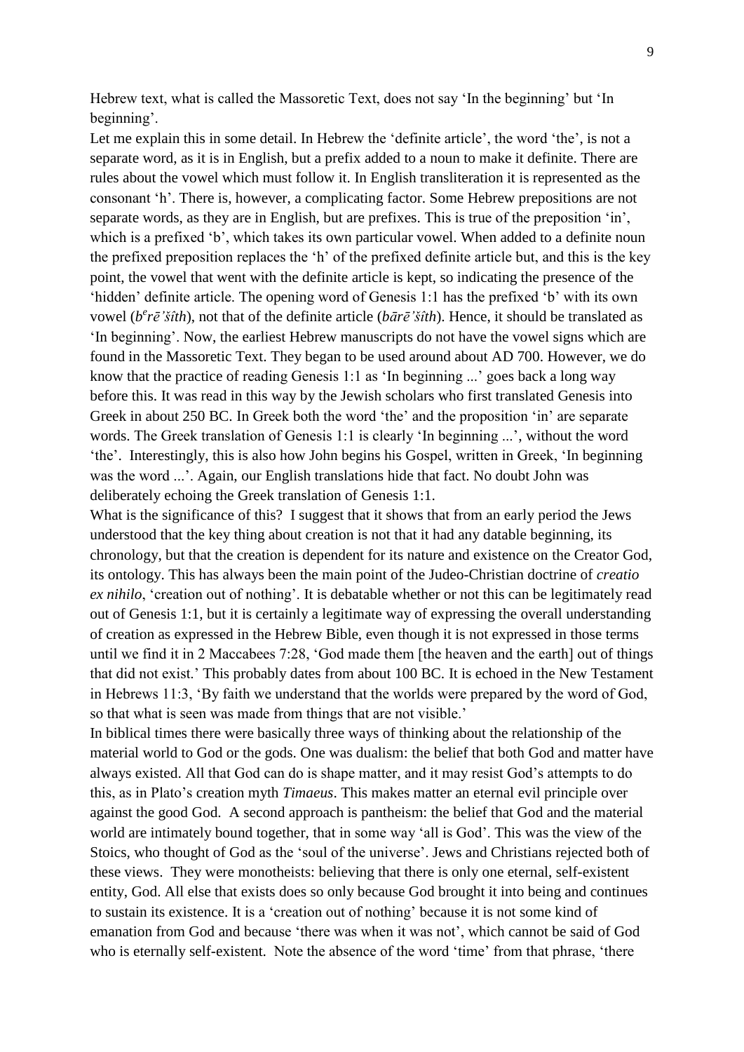Hebrew text, what is called the Massoretic Text, does not say 'In the beginning' but 'In beginning'.

Let me explain this in some detail. In Hebrew the 'definite article', the word 'the', is not a separate word, as it is in English, but a prefix added to a noun to make it definite. There are rules about the vowel which must follow it. In English transliteration it is represented as the consonant 'h'. There is, however, a complicating factor. Some Hebrew prepositions are not separate words, as they are in English, but are prefixes. This is true of the preposition 'in', which is a prefixed 'b', which takes its own particular vowel. When added to a definite noun the prefixed preposition replaces the 'h' of the prefixed definite article but, and this is the key point, the vowel that went with the definite article is kept, so indicating the presence of the 'hidden' definite article. The opening word of Genesis 1:1 has the prefixed 'b' with its own vowel (*bᵉrē'šîth*), not that of the definite article (*bārē'šîth*). Hence, it should be translated as 'In beginning'. Now, the earliest Hebrew manuscripts do not have the vowel signs which are found in the Massoretic Text. They began to be used around about AD 700. However, we do know that the practice of reading Genesis 1:1 as 'In beginning ...' goes back a long way before this. It was read in this way by the Jewish scholars who first translated Genesis into Greek in about 250 BC. In Greek both the word 'the' and the proposition 'in' are separate words. The Greek translation of Genesis 1:1 is clearly 'In beginning ...', without the word 'the'. Interestingly, this is also how John begins his Gospel, written in Greek, 'In beginning was the word ...'. Again, our English translations hide that fact. No doubt John was deliberately echoing the Greek translation of Genesis 1:1.

What is the significance of this? I suggest that it shows that from an early period the Jews understood that the key thing about creation is not that it had any datable beginning, its chronology, but that the creation is dependent for its nature and existence on the Creator God, its ontology. This has always been the main point of the Judeo-Christian doctrine of *creatio ex nihilo*, 'creation out of nothing'. It is debatable whether or not this can be legitimately read out of Genesis 1:1, but it is certainly a legitimate way of expressing the overall understanding of creation as expressed in the Hebrew Bible, even though it is not expressed in those terms until we find it in 2 Maccabees 7:28, 'God made them [the heaven and the earth] out of things that did not exist.' This probably dates from about 100 BC. It is echoed in the New Testament in Hebrews 11:3, 'By faith we understand that the worlds were prepared by the word of God, so that what is seen was made from things that are not visible.'

In biblical times there were basically three ways of thinking about the relationship of the material world to God or the gods. One was dualism: the belief that both God and matter have always existed. All that God can do is shape matter, and it may resist God's attempts to do this, as in Plato's creation myth *Timaeus*. This makes matter an eternal evil principle over against the good God. A second approach is pantheism: the belief that God and the material world are intimately bound together, that in some way 'all is God'. This was the view of the Stoics, who thought of God as the 'soul of the universe'. Jews and Christians rejected both of these views. They were monotheists: believing that there is only one eternal, self-existent entity, God. All else that exists does so only because God brought it into being and continues to sustain its existence. It is a 'creation out of nothing' because it is not some kind of emanation from God and because 'there was when it was not', which cannot be said of God who is eternally self-existent. Note the absence of the word 'time' from that phrase, 'there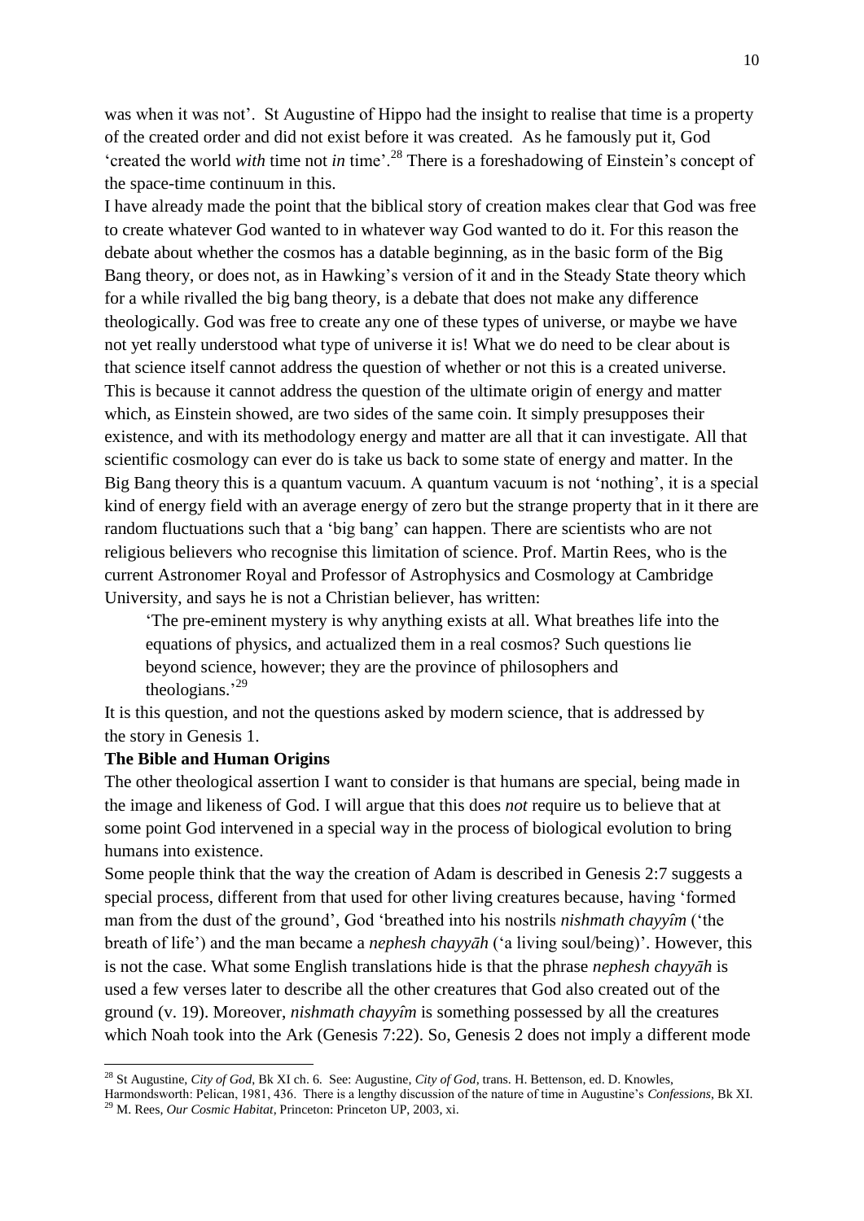was when it was not'. St Augustine of Hippo had the insight to realise that time is a property of the created order and did not exist before it was created. As he famously put it, God 'created the world *with* time not *in* time'.[28] There is a foreshadowing of Einstein's concept of the space-time continuum in this.

I have already made the point that the biblical story of creation makes clear that God was free to create whatever God wanted to in whatever way God wanted to do it. For this reason the debate about whether the cosmos has a datable beginning, as in the basic form of the Big Bang theory, or does not, as in Hawking's version of it and in the Steady State theory which for a while rivalled the big bang theory, is a debate that does not make any difference theologically. God was free to create any one of these types of universe, or maybe we have not yet really understood what type of universe it is! What we do need to be clear about is that science itself cannot address the question of whether or not this is a created universe. This is because it cannot address the question of the ultimate origin of energy and matter which, as Einstein showed, are two sides of the same coin. It simply presupposes their existence, and with its methodology energy and matter are all that it can investigate. All that scientific cosmology can ever do is take us back to some state of energy and matter. In the Big Bang theory this is a quantum vacuum. A quantum vacuum is not 'nothing', it is a special kind of energy field with an average energy of zero but the strange property that in it there are random fluctuations such that a 'big bang' can happen. There are scientists who are not religious believers who recognise this limitation of science. Prof. Martin Rees, who is the current Astronomer Royal and Professor of Astrophysics and Cosmology at Cambridge University, and says he is not a Christian believer, has written:

> 'The pre-eminent mystery is why anything exists at all. What breathes life into the equations of physics, and actualized them in a real cosmos? Such questions lie beyond science, however; they are the province of philosophers and theologians.'[29]

It is this question, and not the questions asked by modern science, that is addressed by the story in Genesis 1.

**The Bible and Human Origins**

The other theological assertion I want to consider is that humans are special, being made in the image and likeness of God. I will argue that this does *not* require us to believe that at some point God intervened in a special way in the process of biological evolution to bring humans into existence.

Some people think that the way the creation of Adam is described in Genesis 2:7 suggests a special process, different from that used for other living creatures because, having 'formed man from the dust of the ground', God 'breathed into his nostrils *nishmath chayyîm* ('the breath of life') and the man became a *nephesh chayyāh* ('a living soul/being)'. However, this is not the case. What some English translations hide is that the phrase *nephesh chayyāh* is used a few verses later to describe all the other creatures that God also created out of the ground (v. 19). Moreover, *nishmath chayyîm* is something possessed by all the creatures which Noah took into the Ark (Genesis 7:22). So, Genesis 2 does not imply a different mode

---

[28] St Augustine, *City of God*, Bk XI ch. 6. See: Augustine, *City of God*, trans. H. Bettenson, ed. D. Knowles, Harmondsworth: Pelican, 1981, 436. There is a lengthy discussion of the nature of time in Augustine's *Confessions*, Bk XI.

[29] M. Rees, *Our Cosmic Habitat*, Princeton: Princeton UP, 2003, xi.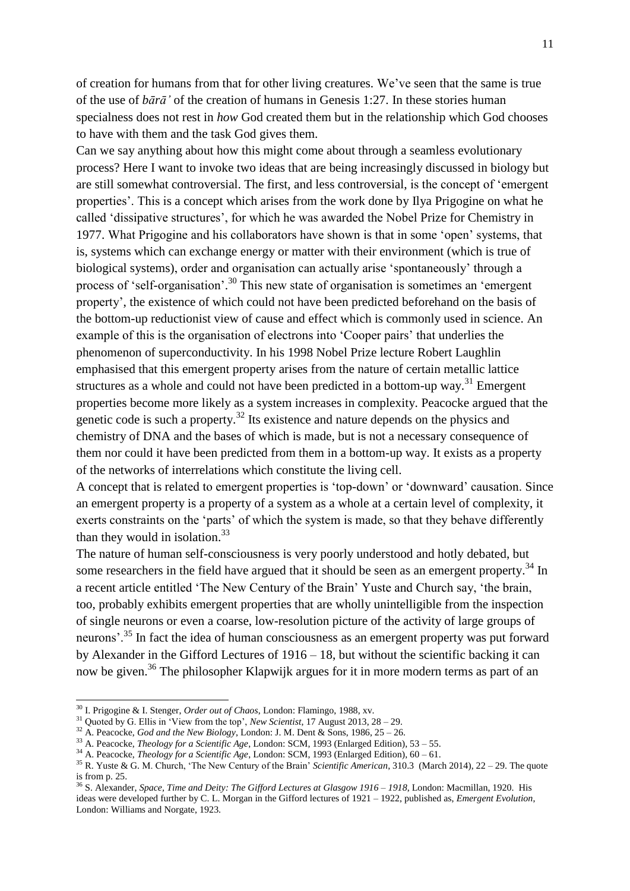of creation for humans from that for other living creatures. We've seen that the same is true of the use of *bārā'* of the creation of humans in Genesis 1:27. In these stories human specialness does not rest in *how* God created them but in the relationship which God chooses to have with them and the task God gives them.

Can we say anything about how this might come about through a seamless evolutionary process? Here I want to invoke two ideas that are being increasingly discussed in biology but are still somewhat controversial. The first, and less controversial, is the concept of 'emergent properties'. This is a concept which arises from the work done by Ilya Prigogine on what he called 'dissipative structures', for which he was awarded the Nobel Prize for Chemistry in 1977. What Prigogine and his collaborators have shown is that in some 'open' systems, that is, systems which can exchange energy or matter with their environment (which is true of biological systems), order and organisation can actually arise 'spontaneously' through a process of 'self-organisation'.[30] This new state of organisation is sometimes an 'emergent property', the existence of which could not have been predicted beforehand on the basis of the bottom-up reductionist view of cause and effect which is commonly used in science. An example of this is the organisation of electrons into 'Cooper pairs' that underlies the phenomenon of superconductivity. In his 1998 Nobel Prize lecture Robert Laughlin emphasised that this emergent property arises from the nature of certain metallic lattice structures as a whole and could not have been predicted in a bottom-up way.[31] Emergent properties become more likely as a system increases in complexity. Peacocke argued that the genetic code is such a property.[32] Its existence and nature depends on the physics and chemistry of DNA and the bases of which is made, but is not a necessary consequence of them nor could it have been predicted from them in a bottom-up way. It exists as a property of the networks of interrelations which constitute the living cell.

A concept that is related to emergent properties is 'top-down' or 'downward' causation. Since an emergent property is a property of a system as a whole at a certain level of complexity, it exerts constraints on the 'parts' of which the system is made, so that they behave differently than they would in isolation.[33]

The nature of human self-consciousness is very poorly understood and hotly debated, but some researchers in the field have argued that it should be seen as an emergent property.[34] In a recent article entitled 'The New Century of the Brain' Yuste and Church say, 'the brain, too, probably exhibits emergent properties that are wholly unintelligible from the inspection of single neurons or even a coarse, low-resolution picture of the activity of large groups of neurons'.[35] In fact the idea of human consciousness as an emergent property was put forward by Alexander in the Gifford Lectures of 1916 – 18, but without the scientific backing it can now be given.[36] The philosopher Klapwijk argues for it in more modern terms as part of an

---

[30] I. Prigogine & I. Stenger, *Order out of Chaos*, London: Flamingo, 1988, xv.

[31] Quoted by G. Ellis in 'View from the top', *New Scientist*, 17 August 2013, 28 – 29.

[32] A. Peacocke, *God and the New Biology*, London: J. M. Dent & Sons, 1986, 25 – 26.

[33] A. Peacocke, *Theology for a Scientific Age*, London: SCM, 1993 (Enlarged Edition), 53 – 55.

[34] A. Peacocke, *Theology for a Scientific Age*, London: SCM, 1993 (Enlarged Edition), 60 – 61.

[35] R. Yuste & G. M. Church, 'The New Century of the Brain' *Scientific American*, 310.3 (March 2014), 22 – 29. The quote is from p. 25.

[36] S. Alexander, *Space, Time and Deity: The Gifford Lectures at Glasgow 1916 – 1918*, London: Macmillan, 1920. His ideas were developed further by C. L. Morgan in the Gifford lectures of 1921 – 1922, published as, *Emergent Evolution*, London: Williams and Norgate, 1923.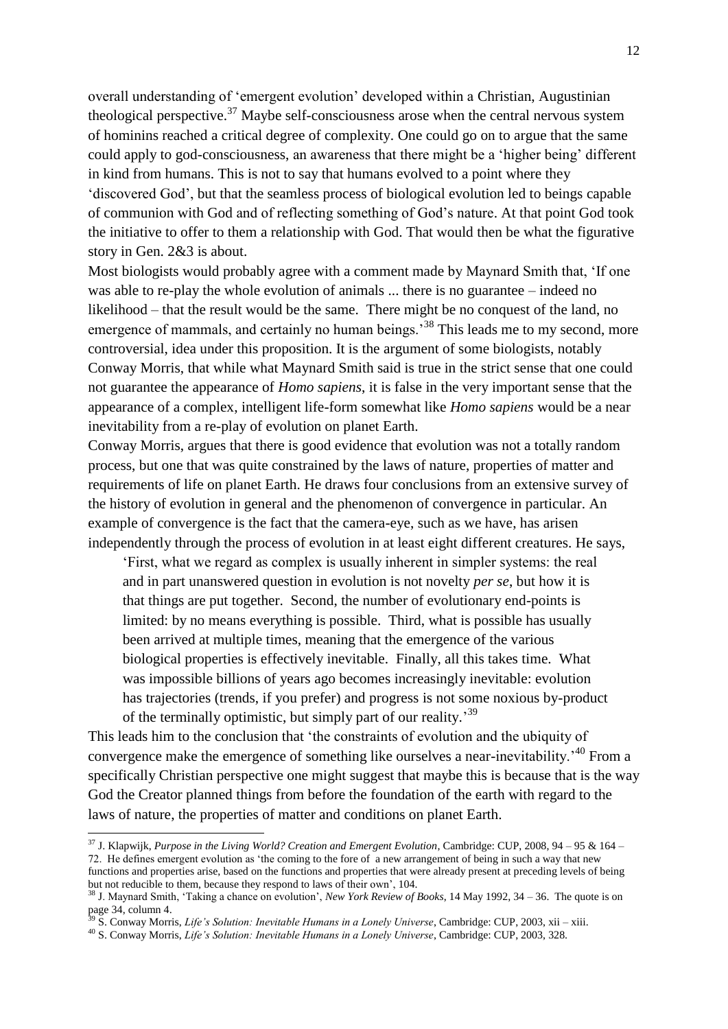overall understanding of 'emergent evolution' developed within a Christian, Augustinian theological perspective.[37] Maybe self-consciousness arose when the central nervous system of hominins reached a critical degree of complexity. One could go on to argue that the same could apply to god-consciousness, an awareness that there might be a 'higher being' different in kind from humans. This is not to say that humans evolved to a point where they 'discovered God', but that the seamless process of biological evolution led to beings capable of communion with God and of reflecting something of God's nature. At that point God took the initiative to offer to them a relationship with God. That would then be what the figurative story in Gen. 2&3 is about.

Most biologists would probably agree with a comment made by Maynard Smith that, 'If one was able to re-play the whole evolution of animals ... there is no guarantee – indeed no likelihood – that the result would be the same. There might be no conquest of the land, no emergence of mammals, and certainly no human beings.'[38] This leads me to my second, more controversial, idea under this proposition. It is the argument of some biologists, notably Conway Morris, that while what Maynard Smith said is true in the strict sense that one could not guarantee the appearance of *Homo sapiens*, it is false in the very important sense that the appearance of a complex, intelligent life-form somewhat like *Homo sapiens* would be a near inevitability from a re-play of evolution on planet Earth.

Conway Morris, argues that there is good evidence that evolution was not a totally random process, but one that was quite constrained by the laws of nature, properties of matter and requirements of life on planet Earth. He draws four conclusions from an extensive survey of the history of evolution in general and the phenomenon of convergence in particular. An example of convergence is the fact that the camera-eye, such as we have, has arisen independently through the process of evolution in at least eight different creatures. He says,

> 'First, what we regard as complex is usually inherent in simpler systems: the real and in part unanswered question in evolution is not novelty *per se*, but how it is that things are put together. Second, the number of evolutionary end-points is limited: by no means everything is possible. Third, what is possible has usually been arrived at multiple times, meaning that the emergence of the various biological properties is effectively inevitable. Finally, all this takes time. What was impossible billions of years ago becomes increasingly inevitable: evolution has trajectories (trends, if you prefer) and progress is not some noxious by-product of the terminally optimistic, but simply part of our reality.'[39]

This leads him to the conclusion that 'the constraints of evolution and the ubiquity of convergence make the emergence of something like ourselves a near-inevitability.'[40] From a specifically Christian perspective one might suggest that maybe this is because that is the way God the Creator planned things from before the foundation of the earth with regard to the laws of nature, the properties of matter and conditions on planet Earth.

---

[37] J. Klapwijk, *Purpose in the Living World? Creation and Emergent Evolution*, Cambridge: CUP, 2008, 94 – 95 & 164 – 72. He defines emergent evolution as 'the coming to the fore of a new arrangement of being in such a way that new functions and properties arise, based on the functions and properties that were already present at preceding levels of being but not reducible to them, because they respond to laws of their own', 104.

[38] J. Maynard Smith, 'Taking a chance on evolution', *New York Review of Books*, 14 May 1992, 34 – 36. The quote is on page 34, column 4.

[39] S. Conway Morris, *Life's Solution: Inevitable Humans in a Lonely Universe*, Cambridge: CUP, 2003, xii – xiii.

[40] S. Conway Morris, *Life's Solution: Inevitable Humans in a Lonely Universe*, Cambridge: CUP, 2003, 328.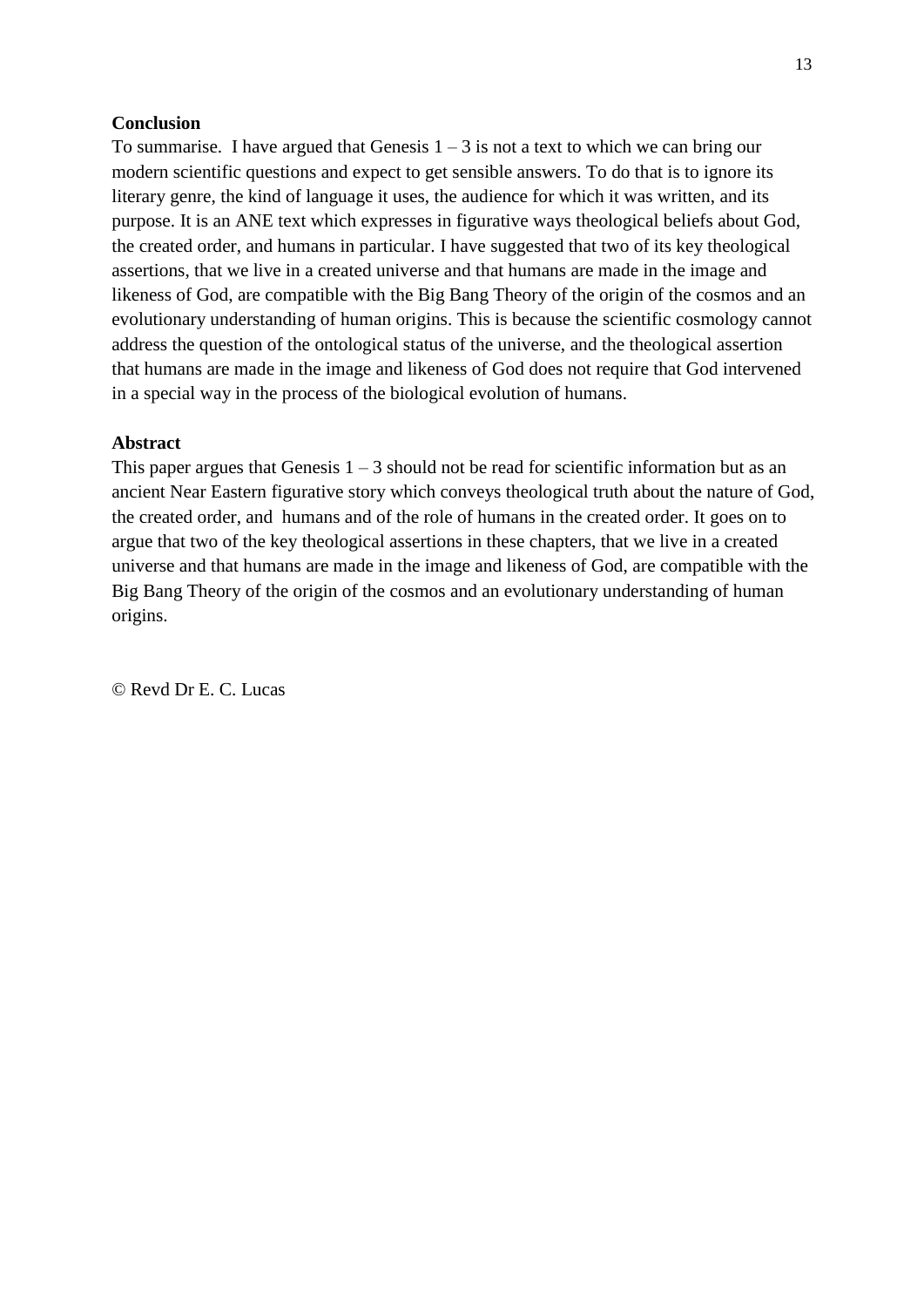**Conclusion**

To summarise. I have argued that Genesis 1 – 3 is not a text to which we can bring our modern scientific questions and expect to get sensible answers. To do that is to ignore its literary genre, the kind of language it uses, the audience for which it was written, and its purpose. It is an ANE text which expresses in figurative ways theological beliefs about God, the created order, and humans in particular. I have suggested that two of its key theological assertions, that we live in a created universe and that humans are made in the image and likeness of God, are compatible with the Big Bang Theory of the origin of the cosmos and an evolutionary understanding of human origins. This is because the scientific cosmology cannot address the question of the ontological status of the universe, and the theological assertion that humans are made in the image and likeness of God does not require that God intervened in a special way in the process of the biological evolution of humans.

**Abstract**

This paper argues that Genesis 1 – 3 should not be read for scientific information but as an ancient Near Eastern figurative story which conveys theological truth about the nature of God, the created order, and humans and of the role of humans in the created order. It goes on to argue that two of the key theological assertions in these chapters, that we live in a created universe and that humans are made in the image and likeness of God, are compatible with the Big Bang Theory of the origin of the cosmos and an evolutionary understanding of human origins.

© Revd Dr E. C. Lucas